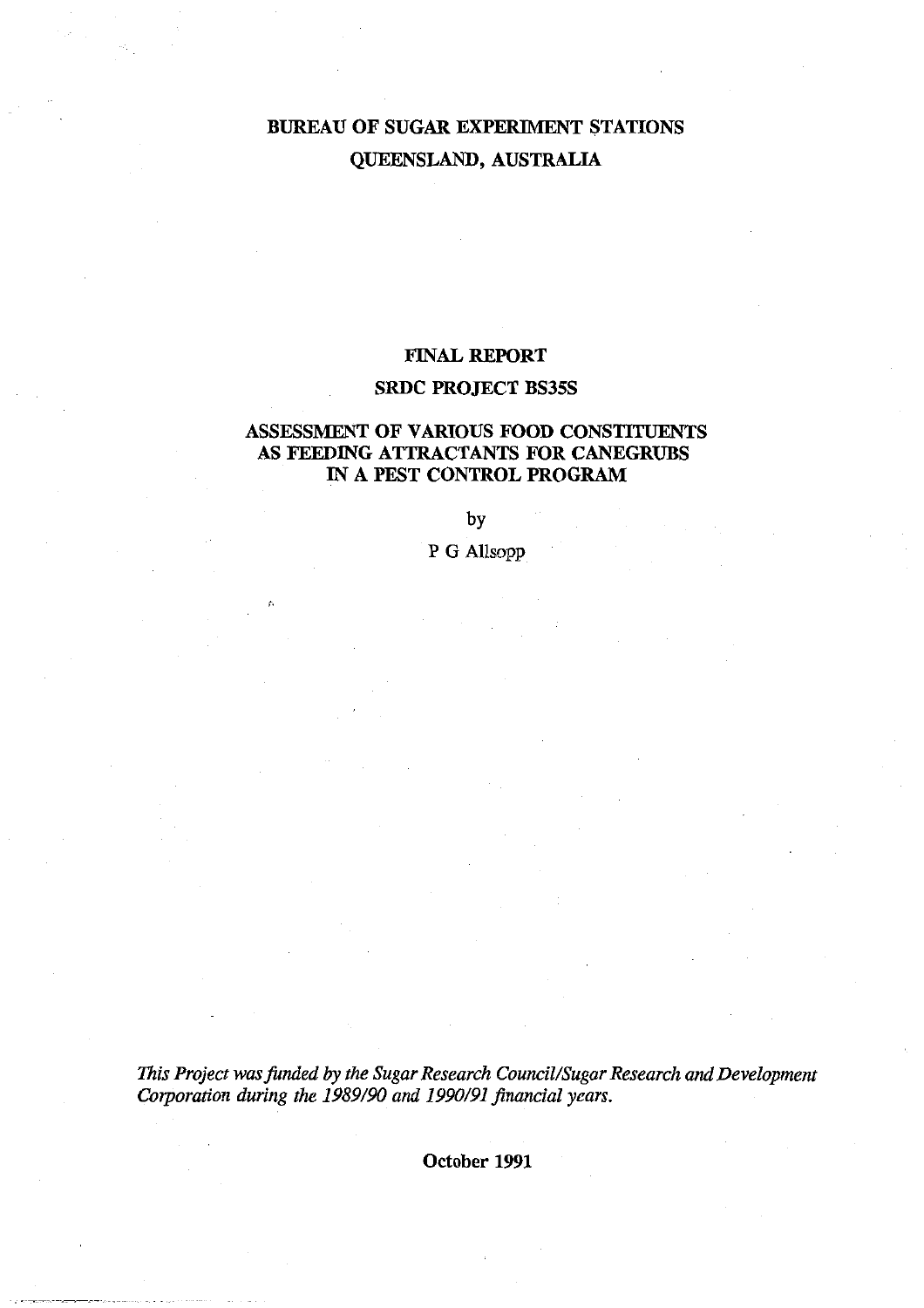**BUREAU OF SUGAR EXPERIMENT STATIONS**

**QUEENSLAND, AUSTRALIA**

**FINAL REPORT**

**SRDC PROJECT BS35S**

# ASSESSMENT OF VARIOUS FOOD CONSTITUENTS AS FEEDING ATTRACTANTS FOR CANEGRUBS IN A PEST CONTROL PROGRAM

by

P G Allsopp

*This Project was funded by the Sugar Research Council/Sugar Research and Development Corporation during the 1989/90 and 1990/91 financial years.*

**October 1991**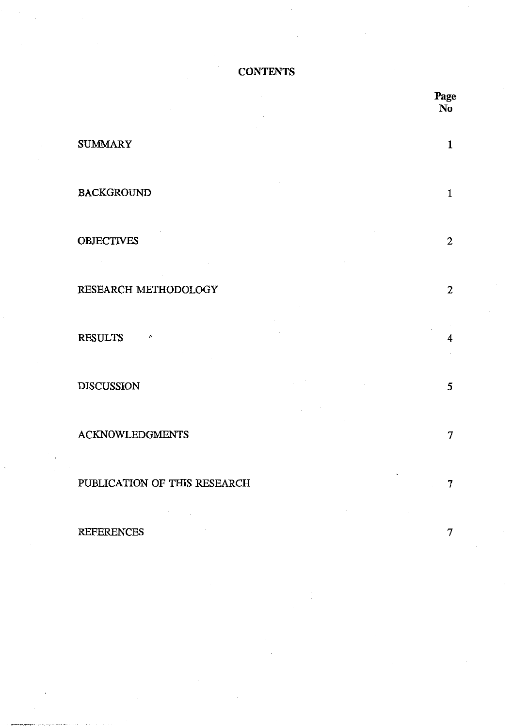# CONTENTS

| | Page No |
|---|---|
| SUMMARY | 1 |
| BACKGROUND | 1 |
| OBJECTIVES | 2 |
| RESEARCH METHODOLOGY | 2 |
| RESULTS | 4 |
| DISCUSSION | 5 |
| ACKNOWLEDGMENTS | 7 |
| PUBLICATION OF THIS RESEARCH | 7 |
| REFERENCES | 7 |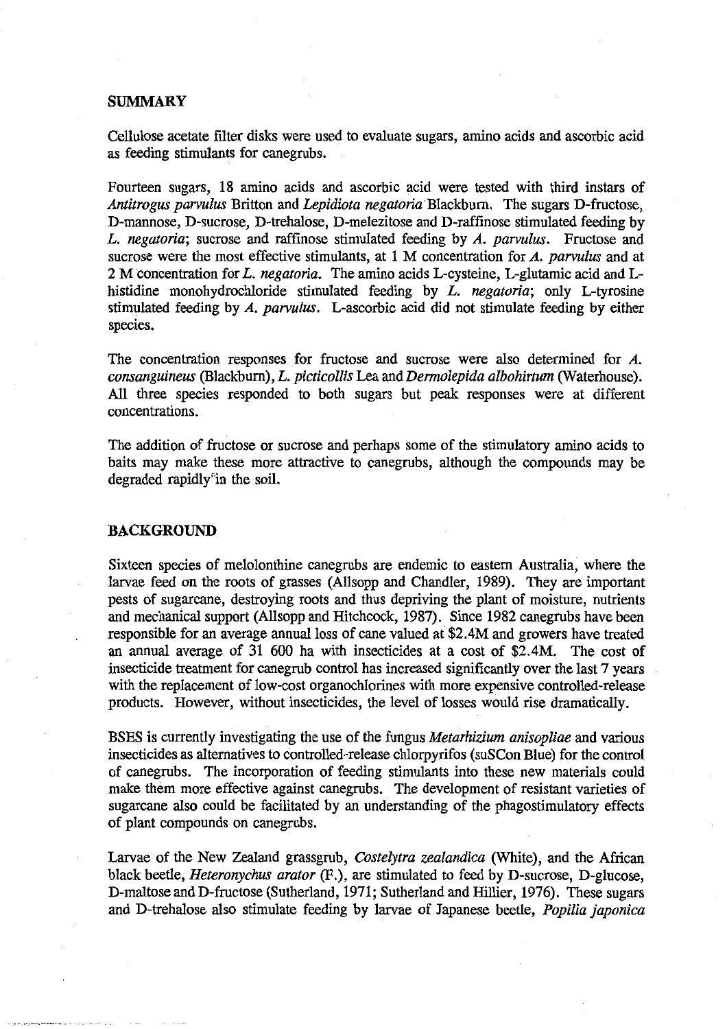## SUMMARY

Cellulose acetate filter disks were used to evaluate sugars, amino acids and ascorbic acid as feeding stimulants for canegrubs.

Fourteen sugars, 18 amino acids and ascorbic acid were tested with third instars of *Antitrogus parvulus* Britton and *Lepidiota negatoria* Blackburn. The sugars D-fructose, D-mannose, D-sucrose, D-trehalose, D-melezitose and D-raffinose stimulated feeding by *L. negatoria*; sucrose and raffinose stimulated feeding by *A. parvulus*. Fructose and sucrose were the most effective stimulants, at 1 M concentration for *A. parvulus* and at 2 M concentration for *L. negatoria*. The amino acids L-cysteine, L-glutamic acid and L-histidine monohydrochloride stimulated feeding by *L. negatoria*; only L-tyrosine stimulated feeding by *A. parvulus*. L-ascorbic acid did not stimulate feeding by either species.

The concentration responses for fructose and sucrose were also determined for *A. consanguineus* (Blackburn), *L. picticollis* Lea and *Dermolepida albohirtum* (Waterhouse). All three species responded to both sugars but peak responses were at different concentrations.

The addition of fructose or sucrose and perhaps some of the stimulatory amino acids to baits may make these more attractive to canegrubs, although the compounds may be degraded rapidly in the soil.

## BACKGROUND

Sixteen species of melolonthine canegrubs are endemic to eastern Australia, where the larvae feed on the roots of grasses (Allsopp and Chandler, 1989). They are important pests of sugarcane, destroying roots and thus depriving the plant of moisture, nutrients and mechanical support (Allsopp and Hitchcock, 1987). Since 1982 canegrubs have been responsible for an average annual loss of cane valued at $2.4M and growers have treated an annual average of 31 600 ha with insecticides at a cost of $2.4M. The cost of insecticide treatment for canegrub control has increased significantly over the last 7 years with the replacement of low-cost organochlorines with more expensive controlled-release products. However, without insecticides, the level of losses would rise dramatically.

BSES is currently investigating the use of the fungus *Metarhizium anisopliae* and various insecticides as alternatives to controlled-release chlorpyrifos (suSCon Blue) for the control of canegrubs. The incorporation of feeding stimulants into these new materials could make them more effective against canegrubs. The development of resistant varieties of sugarcane also could be facilitated by an understanding of the phagostimulatory effects of plant compounds on canegrubs.

Larvae of the New Zealand grassgrub, *Costelytra zealandica* (White), and the African black beetle, *Heteronychus arator* (F.), are stimulated to feed by D-sucrose, D-glucose, D-maltose and D-fructose (Sutherland, 1971; Sutherland and Hillier, 1976). These sugars and D-trehalose also stimulate feeding by larvae of Japanese beetle, *Popilia japonica*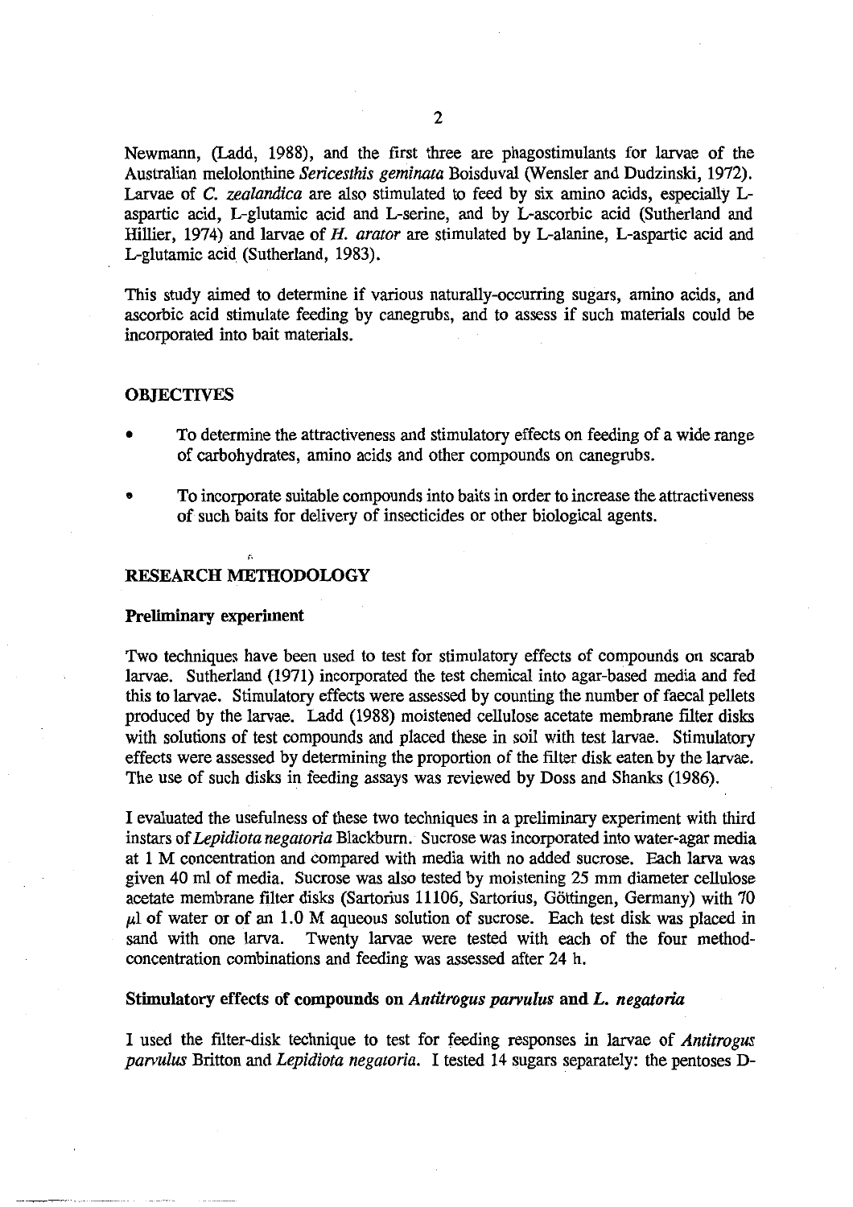Newmann, (Ladd, 1988), and the first three are phagostimulants for larvae of the Australian melolonthine *Sericesthis geminata* Boisduval (Wensler and Dudzinski, 1972). Larvae of *C. zealandica* are also stimulated to feed by six amino acids, especially L-aspartic acid, L-glutamic acid and L-serine, and by L-ascorbic acid (Sutherland and Hillier, 1974) and larvae of *H. arator* are stimulated by L-alanine, L-aspartic acid and L-glutamic acid (Sutherland, 1983).

This study aimed to determine if various naturally-occurring sugars, amino acids, and ascorbic acid stimulate feeding by canegrubs, and to assess if such materials could be incorporated into bait materials.

## OBJECTIVES

- To determine the attractiveness and stimulatory effects on feeding of a wide range of carbohydrates, amino acids and other compounds on canegrubs.
- To incorporate suitable compounds into baits in order to increase the attractiveness of such baits for delivery of insecticides or other biological agents.

## RESEARCH METHODOLOGY

### Preliminary experiment

Two techniques have been used to test for stimulatory effects of compounds on scarab larvae. Sutherland (1971) incorporated the test chemical into agar-based media and fed this to larvae. Stimulatory effects were assessed by counting the number of faecal pellets produced by the larvae. Ladd (1988) moistened cellulose acetate membrane filter disks with solutions of test compounds and placed these in soil with test larvae. Stimulatory effects were assessed by determining the proportion of the filter disk eaten by the larvae. The use of such disks in feeding assays was reviewed by Doss and Shanks (1986).

I evaluated the usefulness of these two techniques in a preliminary experiment with third instars of *Lepidiota negatoria* Blackburn. Sucrose was incorporated into water-agar media at 1 M concentration and compared with media with no added sucrose. Each larva was given 40 ml of media. Sucrose was also tested by moistening 25 mm diameter cellulose acetate membrane filter disks (Sartorius 11106, Sartorius, Göttingen, Germany) with 70 $\mu$l of water or of an 1.0 M aqueous solution of sucrose. Each test disk was placed in sand with one larva. Twenty larvae were tested with each of the four method-concentration combinations and feeding was assessed after 24 h.

### Stimulatory effects of compounds on *Antitrogus parvulus* and *L. negatoria*

I used the filter-disk technique to test for feeding responses in larvae of *Antitrogus parvulus* Britton and *Lepidiota negatoria*. I tested 14 sugars separately: the pentoses D-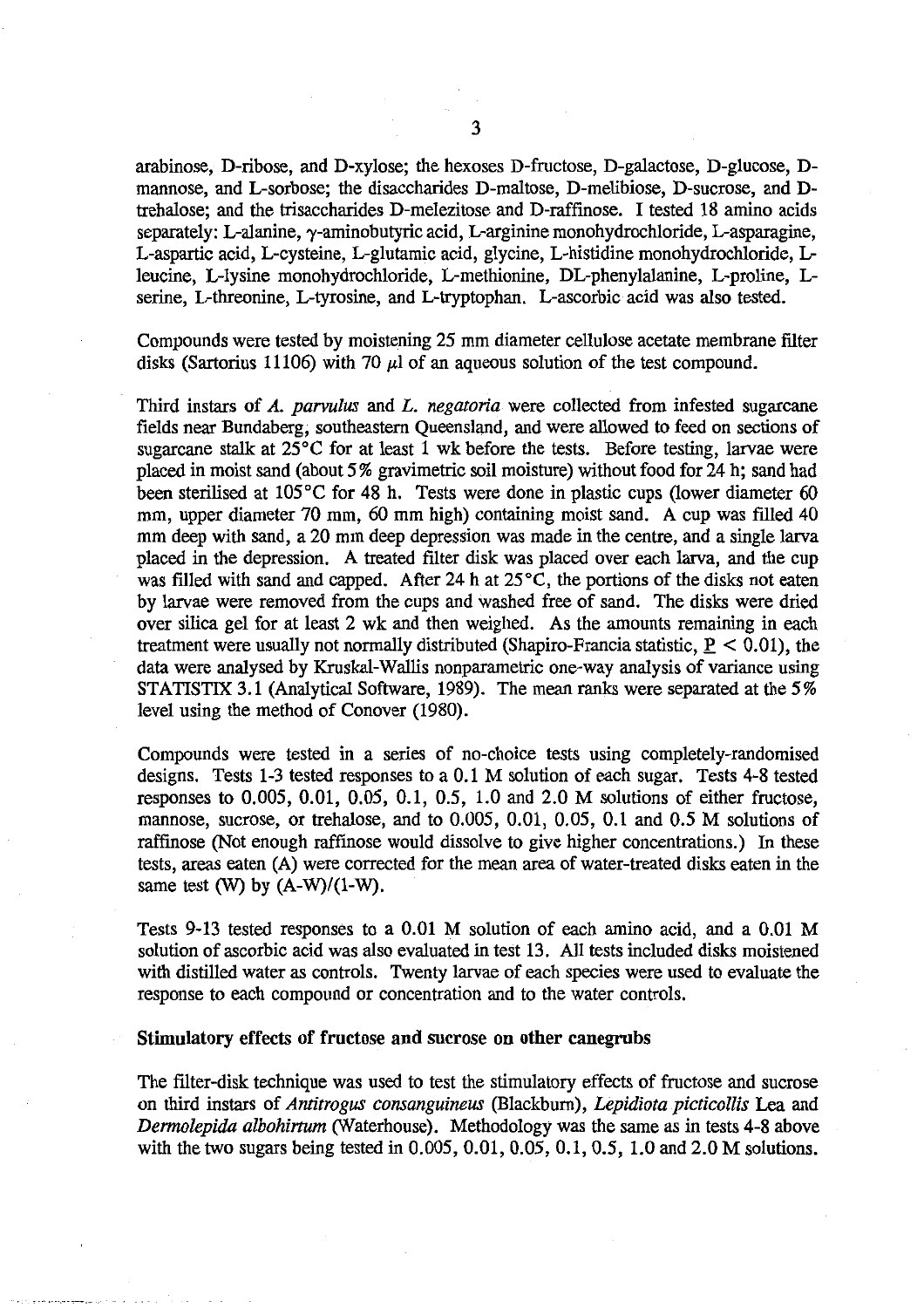arabinose, D-ribose, and D-xylose; the hexoses D-fructose, D-galactose, D-glucose, D-mannose, and L-sorbose; the disaccharides D-maltose, D-melibiose, D-sucrose, and D-trehalose; and the trisaccharides D-melezitose and D-raffinose. I tested 18 amino acids separately: L-alanine, γ-aminobutyric acid, L-arginine monohydrochloride, L-asparagine, L-aspartic acid, L-cysteine, L-glutamic acid, glycine, L-histidine monohydrochloride, L-leucine, L-lysine monohydrochloride, L-methionine, DL-phenylalanine, L-proline, L-serine, L-threonine, L-tyrosine, and L-tryptophan. L-ascorbic acid was also tested.

Compounds were tested by moistening 25 mm diameter cellulose acetate membrane filter disks (Sartorius 11106) with 70 μl of an aqueous solution of the test compound.

Third instars of *A. parvulus* and *L. negatoria* were collected from infested sugarcane fields near Bundaberg, southeastern Queensland, and were allowed to feed on sections of sugarcane stalk at 25°C for at least 1 wk before the tests. Before testing, larvae were placed in moist sand (about 5% gravimetric soil moisture) without food for 24 h; sand had been sterilised at 105°C for 48 h. Tests were done in plastic cups (lower diameter 60 mm, upper diameter 70 mm, 60 mm high) containing moist sand. A cup was filled 40 mm deep with sand, a 20 mm deep depression was made in the centre, and a single larva placed in the depression. A treated filter disk was placed over each larva, and the cup was filled with sand and capped. After 24 h at 25°C, the portions of the disks not eaten by larvae were removed from the cups and washed free of sand. The disks were dried over silica gel for at least 2 wk and then weighed. As the amounts remaining in each treatment were usually not normally distributed (Shapiro-Francia statistic, $\underline{P} < 0.01$), the data were analysed by Kruskal-Wallis nonparametric one-way analysis of variance using STATISTIX 3.1 (Analytical Software, 1989). The mean ranks were separated at the 5% level using the method of Conover (1980).

Compounds were tested in a series of no-choice tests using completely-randomised designs. Tests 1-3 tested responses to a 0.1 M solution of each sugar. Tests 4-8 tested responses to 0.005, 0.01, 0.05, 0.1, 0.5, 1.0 and 2.0 M solutions of either fructose, mannose, sucrose, or trehalose, and to 0.005, 0.01, 0.05, 0.1 and 0.5 M solutions of raffinose (Not enough raffinose would dissolve to give higher concentrations.) In these tests, areas eaten (A) were corrected for the mean area of water-treated disks eaten in the same test (W) by $(A-W)/(1-W)$.

Tests 9-13 tested responses to a 0.01 M solution of each amino acid, and a 0.01 M solution of ascorbic acid was also evaluated in test 13. All tests included disks moistened with distilled water as controls. Twenty larvae of each species were used to evaluate the response to each compound or concentration and to the water controls.

### Stimulatory effects of fructose and sucrose on other canegrubs

The filter-disk technique was used to test the stimulatory effects of fructose and sucrose on third instars of *Antitrogus consanguineus* (Blackburn), *Lepidiota picticollis* Lea and *Dermolepida albohirtum* (Waterhouse). Methodology was the same as in tests 4-8 above with the two sugars being tested in 0.005, 0.01, 0.05, 0.1, 0.5, 1.0 and 2.0 M solutions.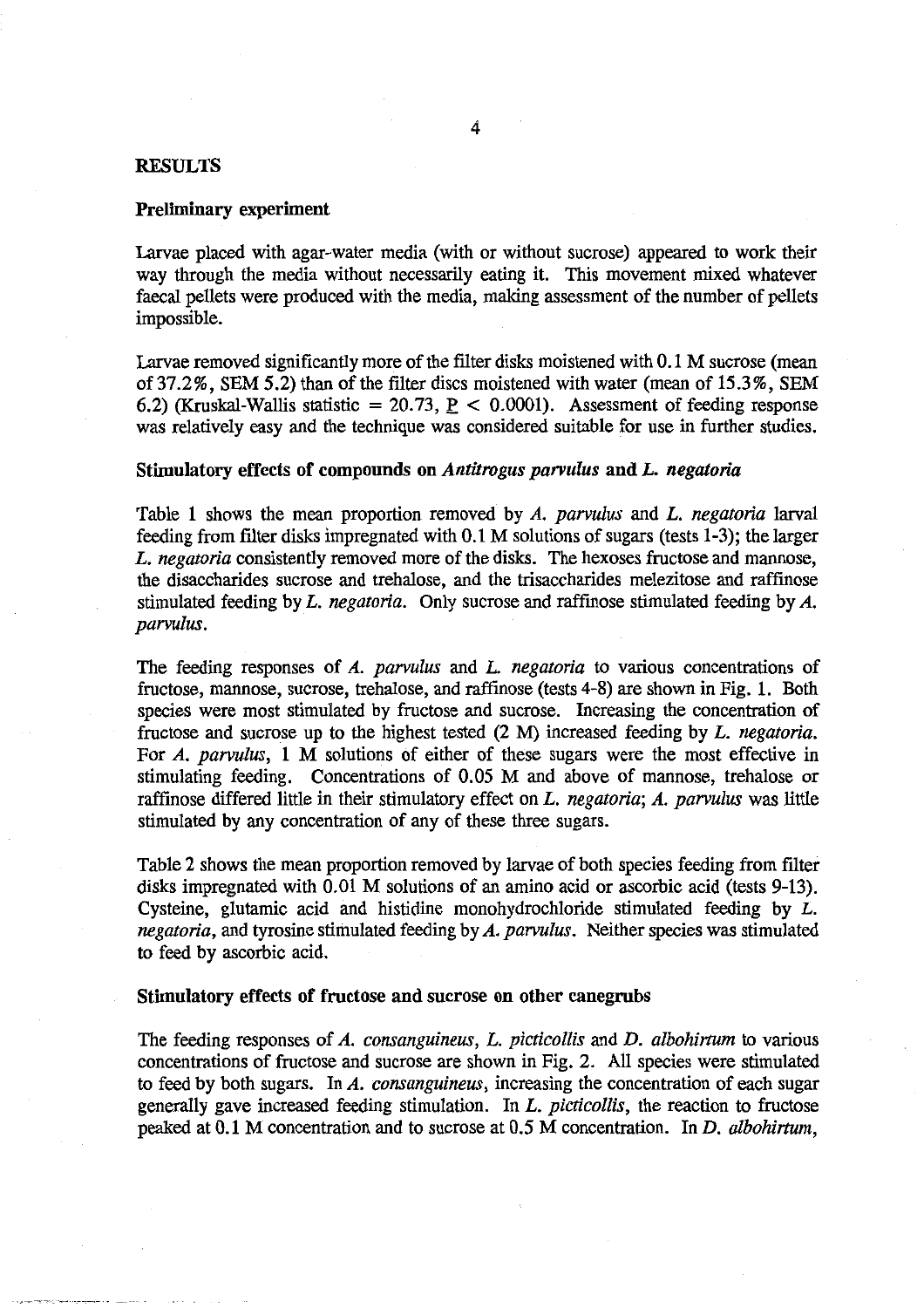## RESULTS

### Preliminary experiment

Larvae placed with agar-water media (with or without sucrose) appeared to work their way through the media without necessarily eating it. This movement mixed whatever faecal pellets were produced with the media, making assessment of the number of pellets impossible.

Larvae removed significantly more of the filter disks moistened with 0.1 M sucrose (mean of 37.2%, SEM 5.2) than of the filter discs moistened with water (mean of 15.3%, SEM 6.2) (Kruskal-Wallis statistic = 20.73, $\underline{P} < 0.0001$). Assessment of feeding response was relatively easy and the technique was considered suitable for use in further studies.

### Stimulatory effects of compounds on *Antitrogus parvulus* and *L. negatoria*

Table 1 shows the mean proportion removed by *A. parvulus* and *L. negatoria* larval feeding from filter disks impregnated with 0.1 M solutions of sugars (tests 1-3); the larger *L. negatoria* consistently removed more of the disks. The hexoses fructose and mannose, the disaccharides sucrose and trehalose, and the trisaccharides melezitose and raffinose stimulated feeding by *L. negatoria*. Only sucrose and raffinose stimulated feeding by *A. parvulus*.

The feeding responses of *A. parvulus* and *L. negatoria* to various concentrations of fructose, mannose, sucrose, trehalose, and raffinose (tests 4-8) are shown in Fig. 1. Both species were most stimulated by fructose and sucrose. Increasing the concentration of fructose and sucrose up to the highest tested (2 M) increased feeding by *L. negatoria*. For *A. parvulus*, 1 M solutions of either of these sugars were the most effective in stimulating feeding. Concentrations of 0.05 M and above of mannose, trehalose or raffinose differed little in their stimulatory effect on *L. negatoria*; *A. parvulus* was little stimulated by any concentration of any of these three sugars.

Table 2 shows the mean proportion removed by larvae of both species feeding from filter disks impregnated with 0.01 M solutions of an amino acid or ascorbic acid (tests 9-13). Cysteine, glutamic acid and histidine monohydrochloride stimulated feeding by *L. negatoria*, and tyrosine stimulated feeding by *A. parvulus*. Neither species was stimulated to feed by ascorbic acid.

### Stimulatory effects of fructose and sucrose on other canegrubs

The feeding responses of *A. consanguineus*, *L. picticollis* and *D. albohirtum* to various concentrations of fructose and sucrose are shown in Fig. 2. All species were stimulated to feed by both sugars. In *A. consanguineus*, increasing the concentration of each sugar generally gave increased feeding stimulation. In *L. picticollis*, the reaction to fructose peaked at 0.1 M concentration and to sucrose at 0.5 M concentration. In *D. albohirtum*,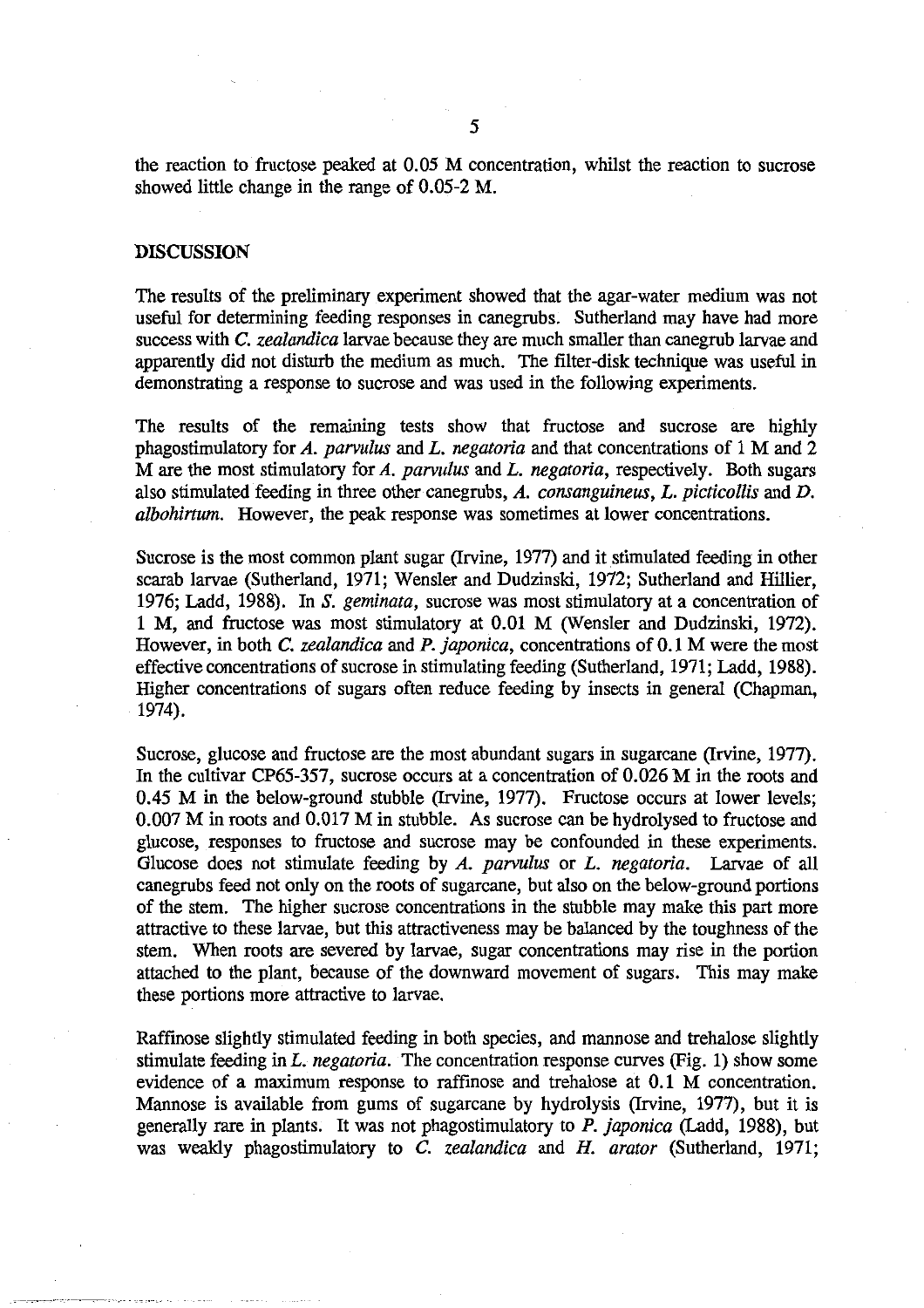the reaction to fructose peaked at 0.05 M concentration, whilst the reaction to sucrose showed little change in the range of 0.05-2 M.

## DISCUSSION

The results of the preliminary experiment showed that the agar-water medium was not useful for determining feeding responses in canegrubs. Sutherland may have had more success with *C. zealandica* larvae because they are much smaller than canegrub larvae and apparently did not disturb the medium as much. The filter-disk technique was useful in demonstrating a response to sucrose and was used in the following experiments.

The results of the remaining tests show that fructose and sucrose are highly phagostimulatory for *A. parvulus* and *L. negatoria* and that concentrations of 1 M and 2 M are the most stimulatory for *A. parvulus* and *L. negatoria*, respectively. Both sugars also stimulated feeding in three other canegrubs, *A. consanguineus*, *L. picticollis* and *D. albohirtum*. However, the peak response was sometimes at lower concentrations.

Sucrose is the most common plant sugar (Irvine, 1977) and it stimulated feeding in other scarab larvae (Sutherland, 1971; Wensler and Dudzinski, 1972; Sutherland and Hillier, 1976; Ladd, 1988). In *S. geminata*, sucrose was most stimulatory at a concentration of 1 M, and fructose was most stimulatory at 0.01 M (Wensler and Dudzinski, 1972). However, in both *C. zealandica* and *P. japonica*, concentrations of 0.1 M were the most effective concentrations of sucrose in stimulating feeding (Sutherland, 1971; Ladd, 1988). Higher concentrations of sugars often reduce feeding by insects in general (Chapman, 1974).

Sucrose, glucose and fructose are the most abundant sugars in sugarcane (Irvine, 1977). In the cultivar CP65-357, sucrose occurs at a concentration of 0.026 M in the roots and 0.45 M in the below-ground stubble (Irvine, 1977). Fructose occurs at lower levels; 0.007 M in roots and 0.017 M in stubble. As sucrose can be hydrolysed to fructose and glucose, responses to fructose and sucrose may be confounded in these experiments. Glucose does not stimulate feeding by *A. parvulus* or *L. negatoria*. Larvae of all canegrubs feed not only on the roots of sugarcane, but also on the below-ground portions of the stem. The higher sucrose concentrations in the stubble may make this part more attractive to these larvae, but this attractiveness may be balanced by the toughness of the stem. When roots are severed by larvae, sugar concentrations may rise in the portion attached to the plant, because of the downward movement of sugars. This may make these portions more attractive to larvae.

Raffinose slightly stimulated feeding in both species, and mannose and trehalose slightly stimulate feeding in *L. negatoria*. The concentration response curves (Fig. 1) show some evidence of a maximum response to raffinose and trehalose at 0.1 M concentration. Mannose is available from gums of sugarcane by hydrolysis (Irvine, 1977), but it is generally rare in plants. It was not phagostimulatory to *P. japonica* (Ladd, 1988), but was weakly phagostimulatory to *C. zealandica* and *H. arator* (Sutherland, 1971;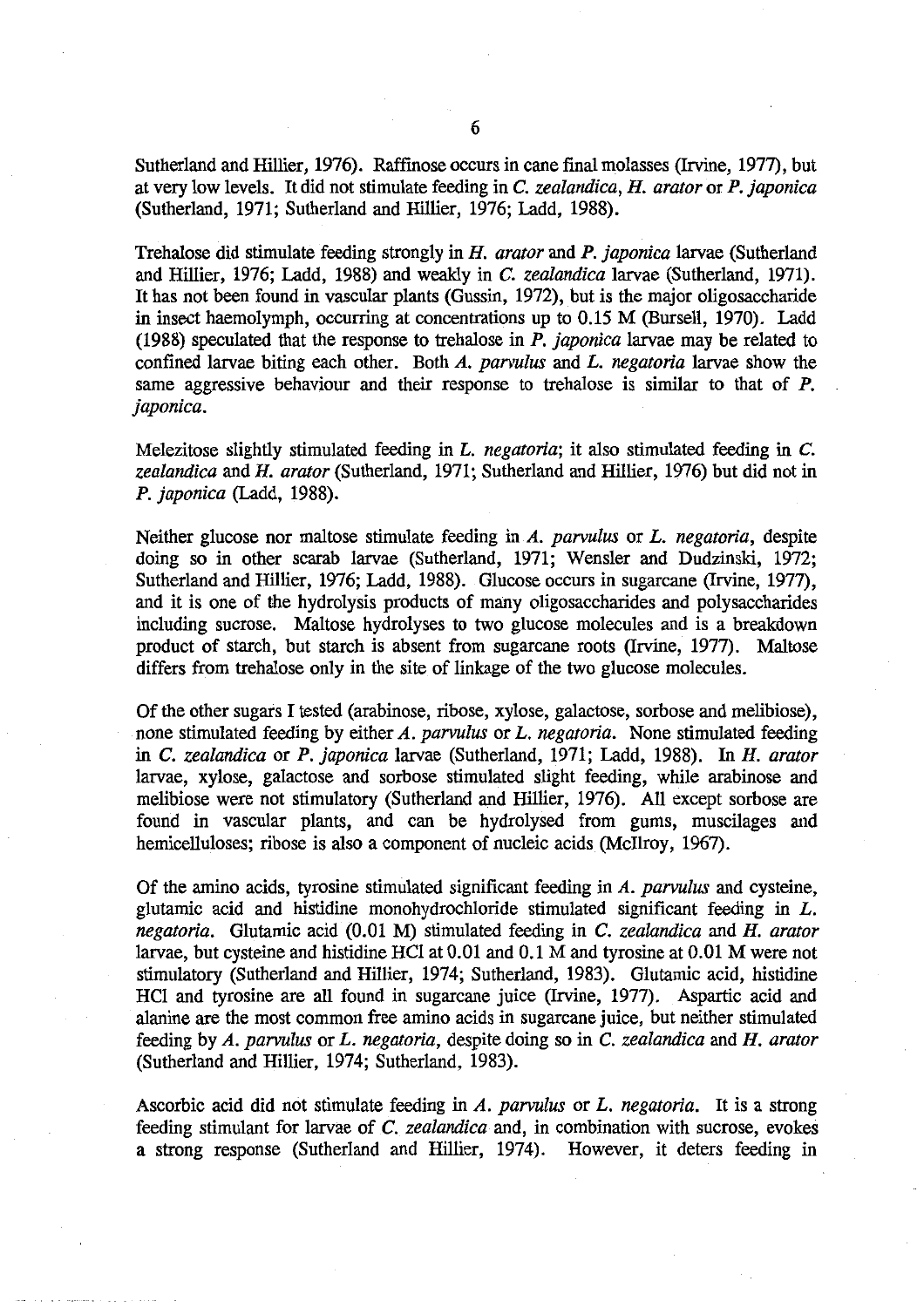Sutherland and Hillier, 1976). Raffinose occurs in cane final molasses (Irvine, 1977), but at very low levels. It did not stimulate feeding in *C. zealandica*, *H. arator* or *P. japonica* (Sutherland, 1971; Sutherland and Hillier, 1976; Ladd, 1988).

Trehalose did stimulate feeding strongly in *H. arator* and *P. japonica* larvae (Sutherland and Hillier, 1976; Ladd, 1988) and weakly in *C. zealandica* larvae (Sutherland, 1971). It has not been found in vascular plants (Gussin, 1972), but is the major oligosaccharide in insect haemolymph, occurring at concentrations up to 0.15 M (Bursell, 1970). Ladd (1988) speculated that the response to trehalose in *P. japonica* larvae may be related to confined larvae biting each other. Both *A. parvulus* and *L. negatoria* larvae show the same aggressive behaviour and their response to trehalose is similar to that of *P. japonica*.

Melezitose slightly stimulated feeding in *L. negatoria*; it also stimulated feeding in *C. zealandica* and *H. arator* (Sutherland, 1971; Sutherland and Hillier, 1976) but did not in *P. japonica* (Ladd, 1988).

Neither glucose nor maltose stimulate feeding in *A. parvulus* or *L. negatoria*, despite doing so in other scarab larvae (Sutherland, 1971; Wensler and Dudzinski, 1972; Sutherland and Hillier, 1976; Ladd, 1988). Glucose occurs in sugarcane (Irvine, 1977), and it is one of the hydrolysis products of many oligosaccharides and polysaccharides including sucrose. Maltose hydrolyses to two glucose molecules and is a breakdown product of starch, but starch is absent from sugarcane roots (Irvine, 1977). Maltose differs from trehalose only in the site of linkage of the two glucose molecules.

Of the other sugars I tested (arabinose, ribose, xylose, galactose, sorbose and melibiose), none stimulated feeding by either *A. parvulus* or *L. negatoria*. None stimulated feeding in *C. zealandica* or *P. japonica* larvae (Sutherland, 1971; Ladd, 1988). In *H. arator* larvae, xylose, galactose and sorbose stimulated slight feeding, while arabinose and melibiose were not stimulatory (Sutherland and Hillier, 1976). All except sorbose are found in vascular plants, and can be hydrolysed from gums, muscilages and hemicelluloses; ribose is also a component of nucleic acids (McIlroy, 1967).

Of the amino acids, tyrosine stimulated significant feeding in *A. parvulus* and cysteine, glutamic acid and histidine monohydrochloride stimulated significant feeding in *L. negatoria*. Glutamic acid (0.01 M) stimulated feeding in *C. zealandica* and *H. arator* larvae, but cysteine and histidine HCl at 0.01 and 0.1 M and tyrosine at 0.01 M were not stimulatory (Sutherland and Hillier, 1974; Sutherland, 1983). Glutamic acid, histidine HCl and tyrosine are all found in sugarcane juice (Irvine, 1977). Aspartic acid and alanine are the most common free amino acids in sugarcane juice, but neither stimulated feeding by *A. parvulus* or *L. negatoria*, despite doing so in *C. zealandica* and *H. arator* (Sutherland and Hillier, 1974; Sutherland, 1983).

Ascorbic acid did not stimulate feeding in *A. parvulus* or *L. negatoria*. It is a strong feeding stimulant for larvae of *C. zealandica* and, in combination with sucrose, evokes a strong response (Sutherland and Hillier, 1974). However, it deters feeding in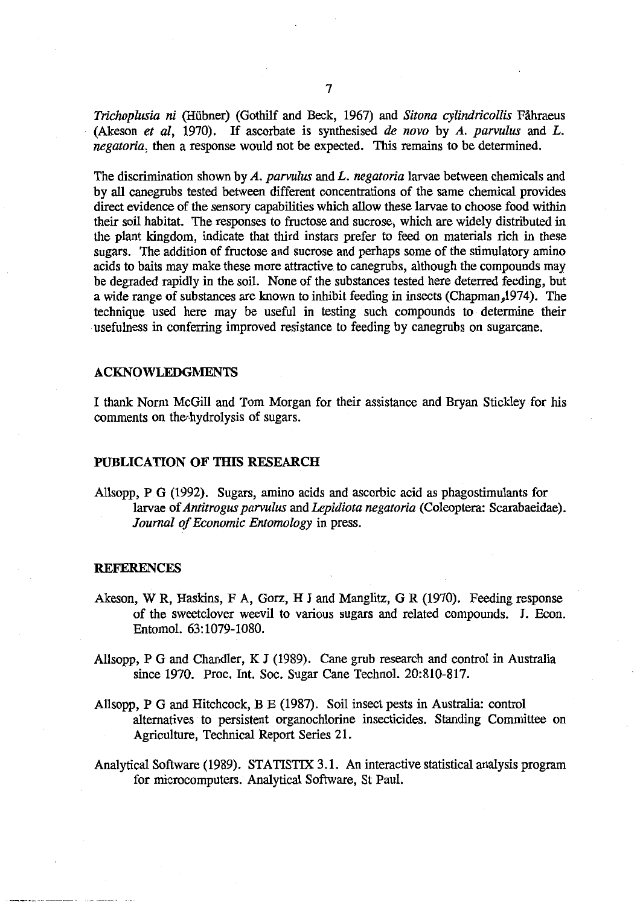*Trichoplusia ni* (Hübner) (Gothilf and Beck, 1967) and *Sitona cylindricollis* Fåhraeus (Akeson *et al*, 1970). If ascorbate is synthesised *de novo* by *A. parvulus* and *L. negatoria*, then a response would not be expected. This remains to be determined.

The discrimination shown by *A. parvulus* and *L. negatoria* larvae between chemicals and by all canegrubs tested between different concentrations of the same chemical provides direct evidence of the sensory capabilities which allow these larvae to choose food within their soil habitat. The responses to fructose and sucrose, which are widely distributed in the plant kingdom, indicate that third instars prefer to feed on materials rich in these sugars. The addition of fructose and sucrose and perhaps some of the stimulatory amino acids to baits may make these more attractive to canegrubs, although the compounds may be degraded rapidly in the soil. None of the substances tested here deterred feeding, but a wide range of substances are known to inhibit feeding in insects (Chapman,1974). The technique used here may be useful in testing such compounds to determine their usefulness in conferring improved resistance to feeding by canegrubs on sugarcane.

## ACKNOWLEDGMENTS

I thank Norm McGill and Tom Morgan for their assistance and Bryan Stickley for his comments on the hydrolysis of sugars.

## PUBLICATION OF THIS RESEARCH

Allsopp, P G (1992). Sugars, amino acids and ascorbic acid as phagostimulants for larvae of *Antitrogus parvulus* and *Lepidiota negatoria* (Coleoptera: Scarabaeidae). *Journal of Economic Entomology* in press.

## REFERENCES

Akeson, W R, Haskins, F A, Gorz, H J and Manglitz, G R (1970). Feeding response of the sweetclover weevil to various sugars and related compounds. J. Econ. Entomol. 63:1079-1080.

Allsopp, P G and Chandler, K J (1989). Cane grub research and control in Australia since 1970. Proc. Int. Soc. Sugar Cane Technol. 20:810-817.

Allsopp, P G and Hitchcock, B E (1987). Soil insect pests in Australia: control alternatives to persistent organochlorine insecticides. Standing Committee on Agriculture, Technical Report Series 21.

Analytical Software (1989). STATISTIX 3.1. An interactive statistical analysis program for microcomputers. Analytical Software, St Paul.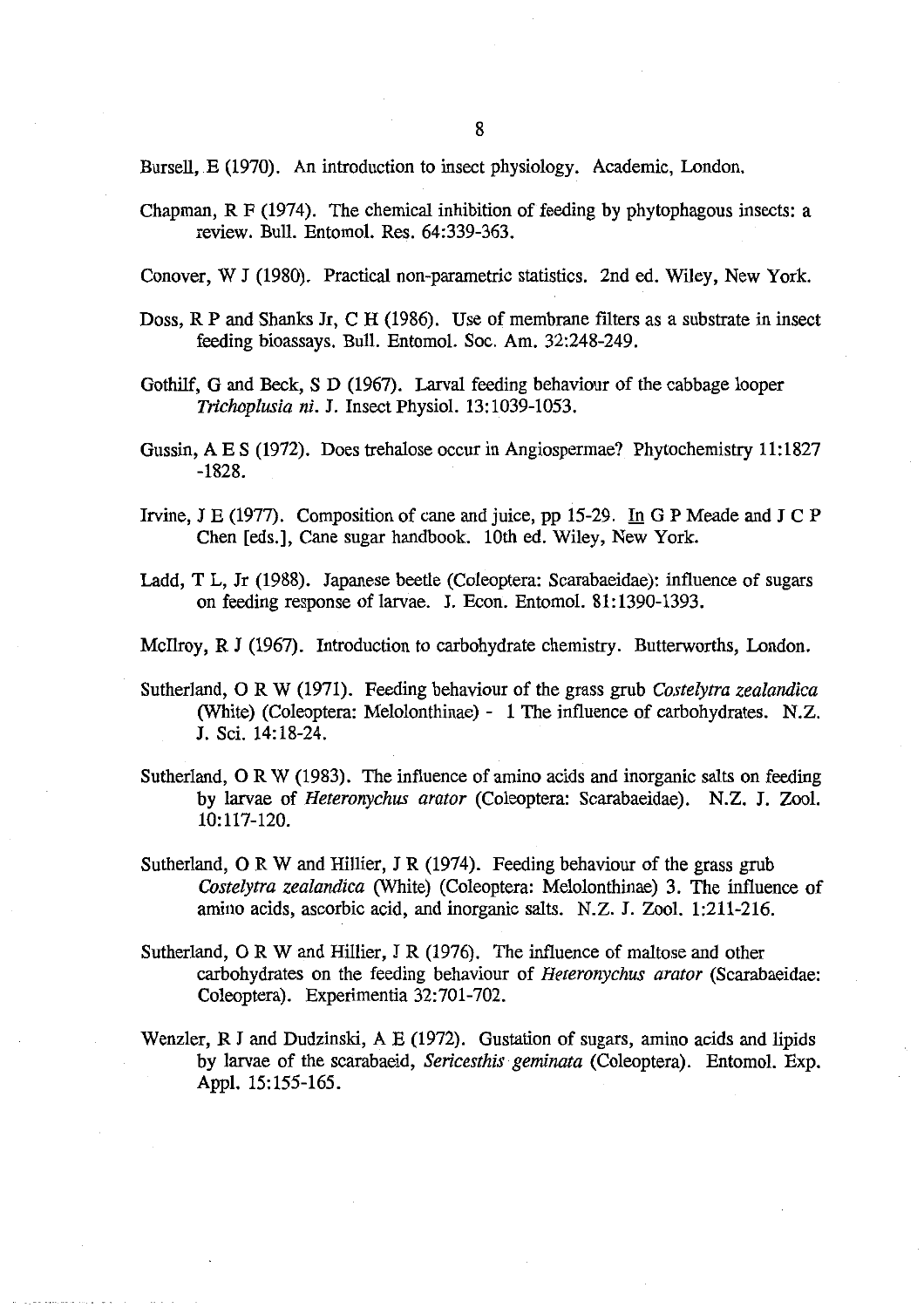Bursell, E (1970). An introduction to insect physiology. Academic, London.

Chapman, R F (1974). The chemical inhibition of feeding by phytophagous insects: a review. Bull. Entomol. Res. 64:339-363.

Conover, W J (1980). Practical non-parametric statistics. 2nd ed. Wiley, New York.

Doss, R P and Shanks Jr, C H (1986). Use of membrane filters as a substrate in insect feeding bioassays. Bull. Entomol. Soc. Am. 32:248-249.

Gothilf, G and Beck, S D (1967). Larval feeding behaviour of the cabbage looper *Trichoplusia ni*. J. Insect Physiol. 13:1039-1053.

Gussin, A E S (1972). Does trehalose occur in Angiospermae? Phytochemistry 11:1827 -1828.

Irvine, J E (1977). Composition of cane and juice, pp 15-29. In G P Meade and J C P Chen [eds.], Cane sugar handbook. 10th ed. Wiley, New York.

Ladd, T L, Jr (1988). Japanese beetle (Coleoptera: Scarabaeidae): influence of sugars on feeding response of larvae. J. Econ. Entomol. 81:1390-1393.

McIlroy, R J (1967). Introduction to carbohydrate chemistry. Butterworths, London.

Sutherland, O R W (1971). Feeding behaviour of the grass grub *Costelytra zealandica* (White) (Coleoptera: Melolonthinae) - 1 The influence of carbohydrates. N.Z. J. Sci. 14:18-24.

Sutherland, O R W (1983). The influence of amino acids and inorganic salts on feeding by larvae of *Heteronychus arator* (Coleoptera: Scarabaeidae). N.Z. J. Zool. 10:117-120.

Sutherland, O R W and Hillier, J R (1974). Feeding behaviour of the grass grub *Costelytra zealandica* (White) (Coleoptera: Melolonthinae) 3. The influence of amino acids, ascorbic acid, and inorganic salts. N.Z. J. Zool. 1:211-216.

Sutherland, O R W and Hillier, J R (1976). The influence of maltose and other carbohydrates on the feeding behaviour of *Heteronychus arator* (Scarabaeidae: Coleoptera). Experimentia 32:701-702.

Wenzler, R J and Dudzinski, A E (1972). Gustation of sugars, amino acids and lipids by larvae of the scarabaeid, *Sericesthis geminata* (Coleoptera). Entomol. Exp. Appl. 15:155-165.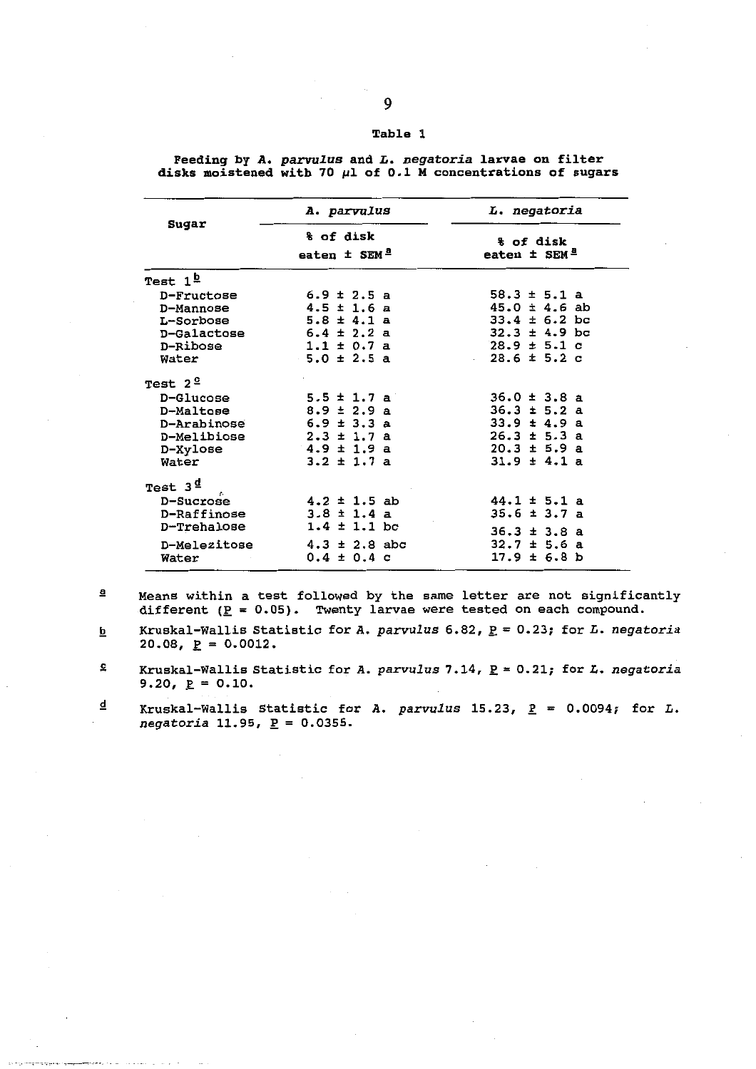**Table 1**

Feeding by *A. parvulus* and *L. negatoria* larvae on filter disks moistened with 70 μl of 0.1 M concentrations of sugars

| Sugar | *A. parvulus* | *L. negatoria* |
|---|---|---|
| | % of disk eaten ± SEM[a] | % of disk eaten ± SEM[a] |
| Test 1[b] | | |
| D-Fructose | 6.9 ± 2.5 a | 58.3 ± 5.1 a |
| D-Mannose | 4.5 ± 1.6 a | 45.0 ± 4.6 ab |
| L-Sorbose | 5.8 ± 4.1 a | 33.4 ± 6.2 bc |
| D-Galactose | 6.4 ± 2.2 a | 32.3 ± 4.9 bc |
| D-Ribose | 1.1 ± 0.7 a | 28.9 ± 5.1 c |
| Water | 5.0 ± 2.5 a | 28.6 ± 5.2 c |
| Test 2[c] | | |
| D-Glucose | 5.5 ± 1.7 a | 36.0 ± 3.8 a |
| D-Maltose | 8.9 ± 2.9 a | 36.3 ± 5.2 a |
| D-Arabinose | 6.9 ± 3.3 a | 33.9 ± 4.9 a |
| D-Melibiose | 2.3 ± 1.7 a | 26.3 ± 5.3 a |
| D-Xylose | 4.9 ± 1.9 a | 20.3 ± 5.9 a |
| Water | 3.2 ± 1.7 a | 31.9 ± 4.1 a |
| Test 3[d] | | |
| D-Sucrose | 4.2 ± 1.5 ab | 44.1 ± 5.1 a |
| D-Raffinose | 3.8 ± 1.4 a | 35.6 ± 3.7 a |
| D-Trehalose | 1.4 ± 1.1 bc | 36.3 ± 3.8 a |
| D-Melezitose | 4.3 ± 2.8 abc | 32.7 ± 5.6 a |
| Water | 0.4 ± 0.4 c | 17.9 ± 6.8 b |

[a] Means within a test followed by the same letter are not significantly different ($P = 0.05$). Twenty larvae were tested on each compound.

[b] Kruskal-Wallis Statistic for *A. parvulus* 6.82, $P = 0.23$; for *L. negatoria* 20.08, $P = 0.0012$.

[c] Kruskal-Wallis Statistic for *A. parvulus* 7.14, $P = 0.21$; for *L. negatoria* 9.20, $P = 0.10$.

[d] Kruskal-Wallis Statistic for *A. parvulus* 15.23, $P = 0.0094$; for *L. negatoria* 11.95, $P = 0.0355$.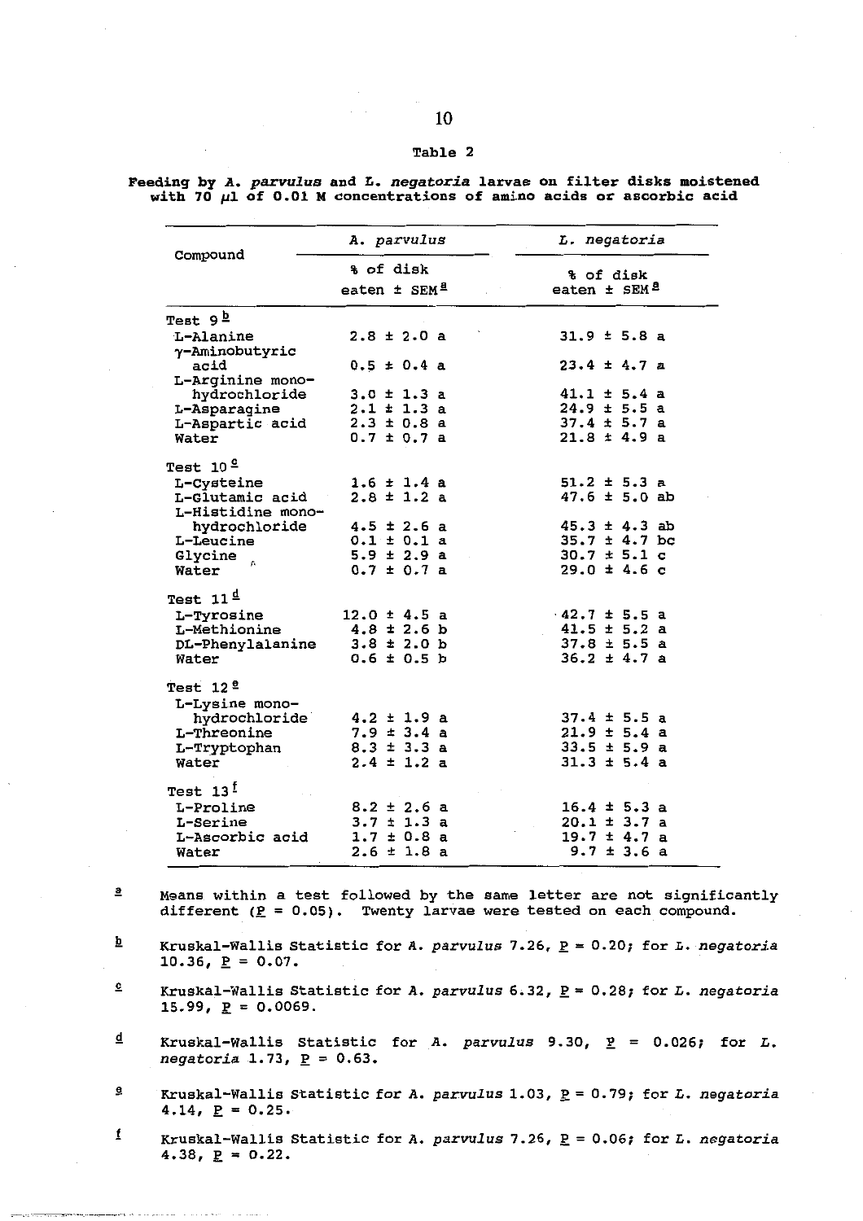Table 2

**Feeding by *A. parvulus* and *L. negatoria* larvae on filter disks moistened with 70 μl of 0.01 M concentrations of amino acids or ascorbic acid**

| Compound | *A. parvulus* | *L. negatoria* |
|---|---|---|
| | % of disk eaten ± SEM[a] | % of disk eaten ± SEM[a] |
| Test 9[b] | | |
| L-Alanine | 2.8 ± 2.0 a | 31.9 ± 5.8 a |
| γ-Aminobutyric acid | 0.5 ± 0.4 a | 23.4 ± 4.7 a |
| L-Arginine monohydrochloride | 3.0 ± 1.3 a | 41.1 ± 5.4 a |
| L-Asparagine | 2.1 ± 1.3 a | 24.9 ± 5.5 a |
| L-Aspartic acid | 2.3 ± 0.8 a | 37.4 ± 5.7 a |
| Water | 0.7 ± 0.7 a | 21.8 ± 4.9 a |
| Test 10[c] | | |
| L-Cysteine | 1.6 ± 1.4 a | 51.2 ± 5.3 a |
| L-Glutamic acid | 2.8 ± 1.2 a | 47.6 ± 5.0 ab |
| L-Histidine monohydrochloride | 4.5 ± 2.6 a | 45.3 ± 4.3 ab |
| L-Leucine | 0.1 ± 0.1 a | 35.7 ± 4.7 bc |
| Glycine | 5.9 ± 2.9 a | 30.7 ± 5.1 c |
| Water | 0.7 ± 0.7 a | 29.0 ± 4.6 c |
| Test 11[d] | | |
| L-Tyrosine | 12.0 ± 4.5 a | 42.7 ± 5.5 a |
| L-Methionine | 4.8 ± 2.6 b | 41.5 ± 5.2 a |
| DL-Phenylalanine | 3.8 ± 2.0 b | 37.8 ± 5.5 a |
| Water | 0.6 ± 0.5 b | 36.2 ± 4.7 a |
| Test 12[e] | | |
| L-Lysine monohydrochloride | 4.2 ± 1.9 a | 37.4 ± 5.5 a |
| L-Threonine | 7.9 ± 3.4 a | 21.9 ± 5.4 a |
| L-Tryptophan | 8.3 ± 3.3 a | 33.5 ± 5.9 a |
| Water | 2.4 ± 1.2 a | 31.3 ± 5.4 a |
| Test 13[f] | | |
| L-Proline | 8.2 ± 2.6 a | 16.4 ± 5.3 a |
| L-Serine | 3.7 ± 1.3 a | 20.1 ± 3.7 a |
| L-Ascorbic acid | 1.7 ± 0.8 a | 19.7 ± 4.7 a |
| Water | 2.6 ± 1.8 a | 9.7 ± 3.6 a |

[a] Means within a test followed by the same letter are not significantly different ($P = 0.05$). Twenty larvae were tested on each compound.

[b] Kruskal-Wallis Statistic for *A. parvulus* 7.26, $P = 0.20$; for *L. negatoria* 10.36, $P = 0.07$.

[c] Kruskal-Wallis Statistic for *A. parvulus* 6.32, $P = 0.28$; for *L. negatoria* 15.99, $P = 0.0069$.

[d] Kruskal-Wallis Statistic for *A. parvulus* 9.30, $P = 0.026$; for *L. negatoria* 1.73, $P = 0.63$.

[e] Kruskal-Wallis Statistic for *A. parvulus* 1.03, $P = 0.79$; for *L. negatoria* 4.14, $P = 0.25$.

[f] Kruskal-Wallis Statistic for *A. parvulus* 7.26, $P = 0.06$; for *L. negatoria* 4.38, $P = 0.22$.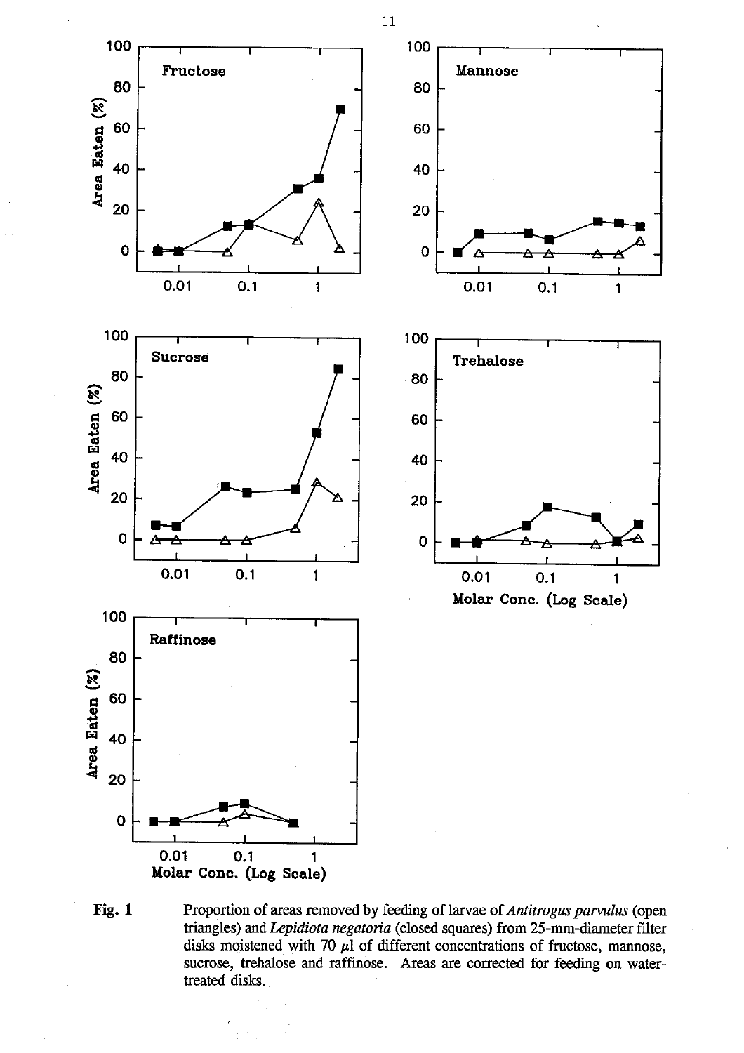**Fig. 1** Proportion of areas removed by feeding of larvae of *Antitrogus parvulus* (open triangles) and *Lepidiota negatoria* (closed squares) from 25-mm-diameter filter disks moistened with 70 $\mu$l of different concentrations of fructose, mannose, sucrose, trehalose and raffinose. Areas are corrected for feeding on water-treated disks.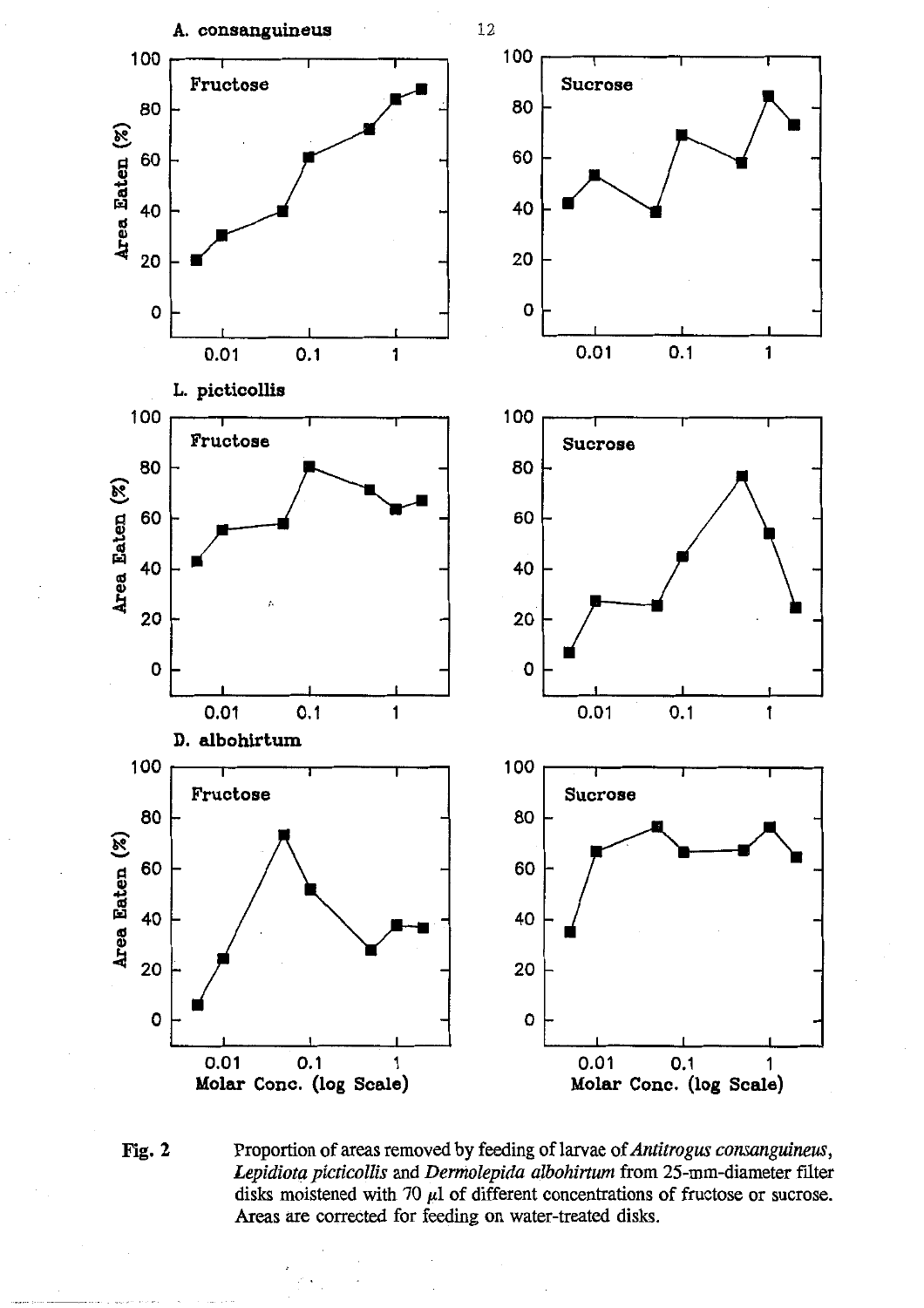A. consanguineus

Fructose

Area Eaten (%)

100
80
60
40
20
0

0.01
0.1
1

Sucrose

100
80
60
40
20
0

0.01
0.1
1

L. picticollis

Fructose

Area Eaten (%)

100
80
60
40
20
0

0.01
0.1
1

Sucrose

100
80
60
40
20
0

0.01
0.1
1

D. albohirtum

Fructose

Area Eaten (%)

100
80
60
40
20
0

0.01
0.1
1

Molar Conc. (log Scale)

Sucrose

100
80
60
40
20
0

0.01
0.1
1

Molar Conc. (log Scale)

**Fig. 2** Proportion of areas removed by feeding of larvae of *Antitrogus consanguineus*, *Lepidiota picticollis* and *Dermolepida albohirtum* from 25-mm-diameter filter disks moistened with 70 $\mu$l of different concentrations of fructose or sucrose. Areas are corrected for feeding on water-treated disks.